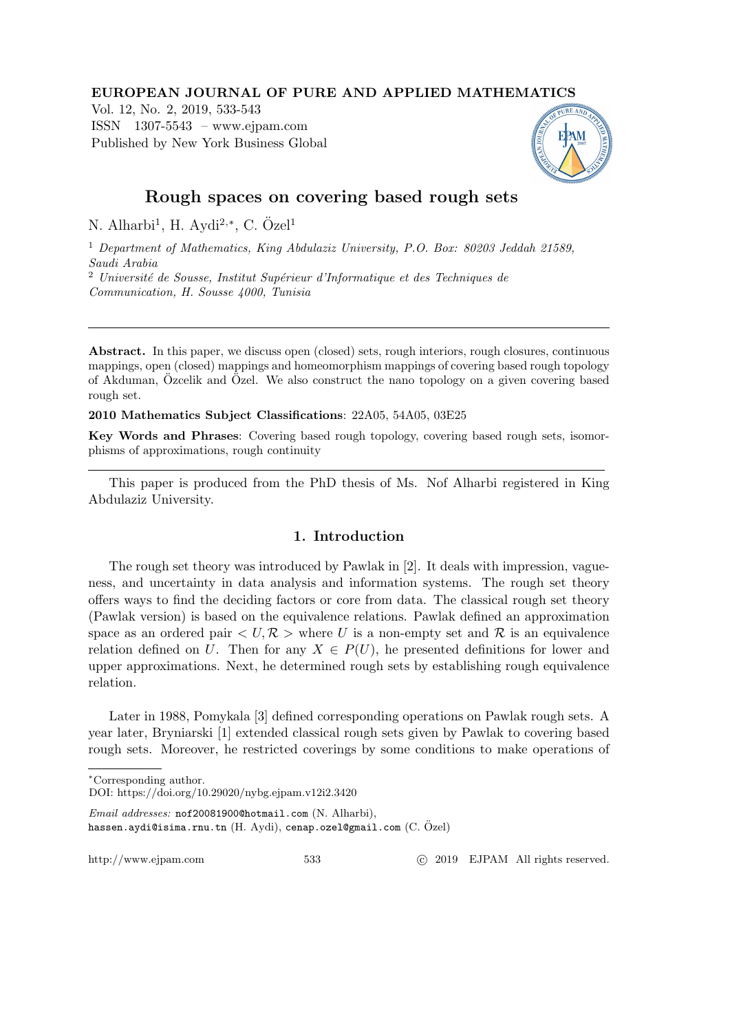**EUROPEAN JOURNAL OF PURE AND APPLIED MATHEMATICS**
Vol. 12, No. 2, 2019, 533-543
ISSN 1307-5543 – www.ejpam.com
Published by New York Business Global

# Rough spaces on covering based rough sets

N. Alharbi[1], H. Aydi[2,*], C. Özel[1]

[1] *Department of Mathematics, King Abdulaziz University, P.O. Box: 80203 Jeddah 21589, Saudi Arabia*

[2] *Université de Sousse, Institut Supérieur d'Informatique et des Techniques de Communication, H. Sousse 4000, Tunisia*

---

**Abstract.** In this paper, we discuss open (closed) sets, rough interiors, rough closures, continuous mappings, open (closed) mappings and homeomorphism mappings of covering based rough topology of Akduman, Özcelik and Özel. We also construct the nano topology on a given covering based rough set.

**2010 Mathematics Subject Classifications**: 22A05, 54A05, 03E25

**Key Words and Phrases**: Covering based rough topology, covering based rough sets, isomorphisms of approximations, rough continuity

---

This paper is produced from the PhD thesis of Ms. Nof Alharbi registered in King Abdulaziz University.

## 1. Introduction

The rough set theory was introduced by Pawlak in [2]. It deals with impression, vagueness, and uncertainty in data analysis and information systems. The rough set theory offers ways to find the deciding factors or core from data. The classical rough set theory (Pawlak version) is based on the equivalence relations. Pawlak defined an approximation space as an ordered pair $< U, \mathcal{R} >$ where $U$ is a non-empty set and $\mathcal{R}$ is an equivalence relation defined on $U$. Then for any $X \in P(U)$, he presented definitions for lower and upper approximations. Next, he determined rough sets by establishing rough equivalence relation.

Later in 1988, Pomykala [3] defined corresponding operations on Pawlak rough sets. A year later, Bryniarski [1] extended classical rough sets given by Pawlak to covering based rough sets. Moreover, he restricted coverings by some conditions to make operations of

---

*Corresponding author.
DOI: https://doi.org/10.29020/nybg.ejpam.v12i2.3420

*Email addresses:* nof20081900@hotmail.com (N. Alharbi), hassen.aydi@isima.rnu.tn (H. Aydi), cenap.ozel@gmail.com (C. Özel)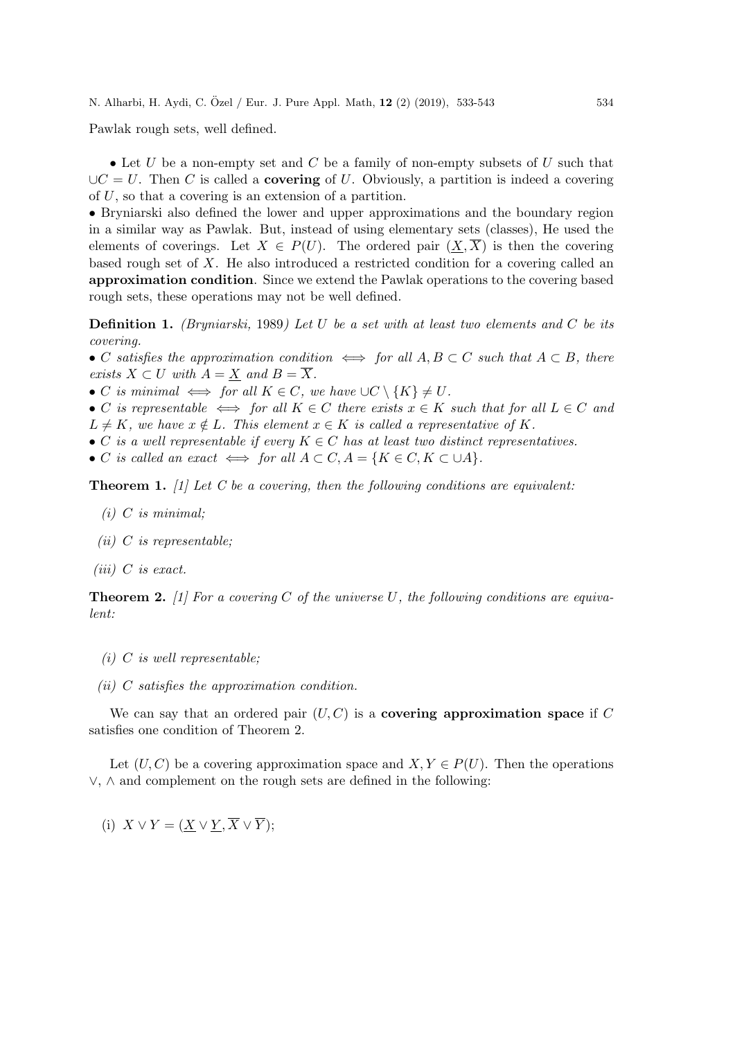Pawlak rough sets, well defined.

• Let $U$ be a non-empty set and $C$ be a family of non-empty subsets of $U$ such that $\cup C = U$. Then $C$ is called a **covering** of $U$. Obviously, a partition is indeed a covering of $U$, so that a covering is an extension of a partition.

• Bryniarski also defined the lower and upper approximations and the boundary region in a similar way as Pawlak. But, instead of using elementary sets (classes), He used the elements of coverings. Let $X \in P(U)$. The ordered pair $(\underline{X}, \overline{X})$ is then the covering based rough set of $X$. He also introduced a restricted condition for a covering called an **approximation condition**. Since we extend the Pawlak operations to the covering based rough sets, these operations may not be well defined.

**Definition 1.** *(Bryniarski, 1989) Let $U$ be a set with at least two elements and $C$ be its covering.*

- *$C$ satisfies the approximation condition $\iff$ for all $A, B \subset C$ such that $A \subset B$, there exists $X \subset U$ with $A = \underline{X}$ and $B = \overline{X}$.*
- *$C$ is minimal $\iff$ for all $K \in C$, we have $\cup C \setminus \{K\} \neq U$.*
- *$C$ is representable $\iff$ for all $K \in C$ there exists $x \in K$ such that for all $L \in C$ and $L \neq K$, we have $x \notin L$. This element $x \in K$ is called a representative of $K$.*
- *$C$ is a well representable if every $K \in C$ has at least two distinct representatives.*
- *$C$ is called an exact $\iff$ for all $A \subset C, A = \{K \in C, K \subset \cup A\}$.*

**Theorem 1.** *[1] Let $C$ be a covering, then the following conditions are equivalent:*

*(i) $C$ is minimal;*

*(ii) $C$ is representable;*

*(iii) $C$ is exact.*

**Theorem 2.** *[1] For a covering $C$ of the universe $U$, the following conditions are equivalent:*

*(i) $C$ is well representable;*

*(ii) $C$ satisfies the approximation condition.*

We can say that an ordered pair $(U, C)$ is a **covering approximation space** if $C$ satisfies one condition of Theorem 2.

Let $(U, C)$ be a covering approximation space and $X, Y \in P(U)$. Then the operations $\vee$, $\wedge$ and complement on the rough sets are defined in the following:

(i) $X \vee Y = (\underline{X} \vee \underline{Y}, \overline{X} \vee \overline{Y})$;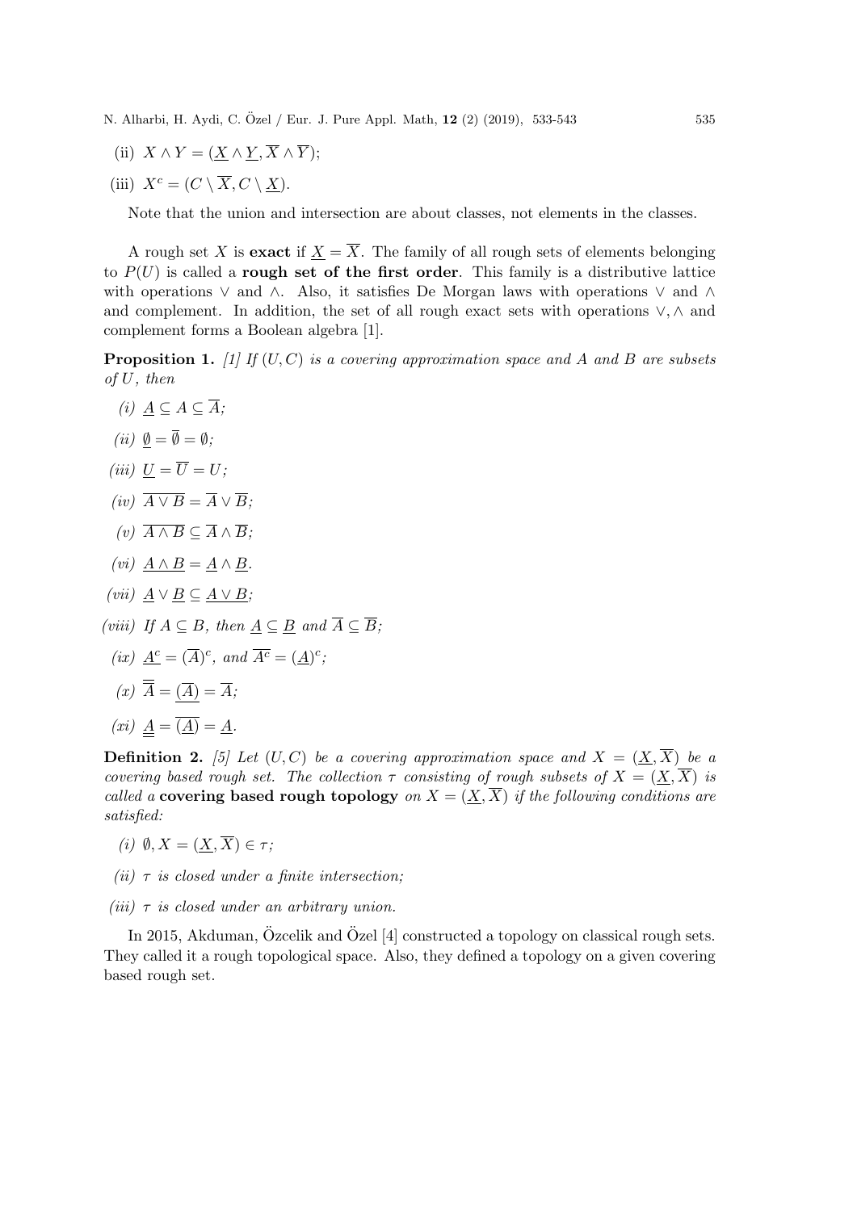(ii) $X \wedge Y = (\underline{X} \wedge \underline{Y}, \overline{X} \wedge \overline{Y})$;

(iii) $X^c = (C \setminus \overline{X}, C \setminus \underline{X})$.

Note that the union and intersection are about classes, not elements in the classes.

A rough set $X$ is **exact** if $\underline{X} = \overline{X}$. The family of all rough sets of elements belonging to $P(U)$ is called a **rough set of the first order**. This family is a distributive lattice with operations $\vee$ and $\wedge$. Also, it satisfies De Morgan laws with operations $\vee$ and $\wedge$ and complement. In addition, the set of all rough exact sets with operations $\vee, \wedge$ and complement forms a Boolean algebra [1].

**Proposition 1.** *[1] If $(U, C)$ is a covering approximation space and $A$ and $B$ are subsets of $U$, then*

*(i)* $\underline{A} \subseteq A \subseteq \overline{A}$;

*(ii)* $\underline{\emptyset} = \overline{\emptyset} = \emptyset$;

*(iii)* $\underline{U} = \overline{U} = U$;

*(iv)* $\overline{A \vee B} = \overline{A} \vee \overline{B}$;

*(v)* $\overline{A \wedge B} \subseteq \overline{A} \wedge \overline{B}$;

*(vi)* $\underline{A \wedge B} = \underline{A} \wedge \underline{B}$.

*(vii)* $\underline{A} \vee \underline{B} \subseteq \underline{A \vee B}$;

*(viii) If* $A \subseteq B$, *then* $\underline{A} \subseteq \underline{B}$ *and* $\overline{A} \subseteq \overline{B}$;

*(ix)* $\underline{A^c} = (\overline{A})^c$, *and* $\overline{A^c} = (\underline{A})^c$;

*(x)* $\overline{\overline{A}} = \underline{(\overline{A})} = \overline{A}$;

*(xi)* $\underline{\underline{A}} = \overline{(\underline{A})} = \underline{A}$.

**Definition 2.** *[5] Let $(U, C)$ be a covering approximation space and $X = (\underline{X}, \overline{X})$ be a covering based rough set. The collection $\tau$ consisting of rough subsets of $X = (\underline{X}, \overline{X})$ is called a* **covering based rough topology** *on $X = (\underline{X}, \overline{X})$ if the following conditions are satisfied:*

*(i)* $\emptyset, X = (\underline{X}, \overline{X}) \in \tau$;

*(ii) $\tau$ is closed under a finite intersection;*

*(iii) $\tau$ is closed under an arbitrary union.*

In 2015, Akduman, Özcelik and Özel [4] constructed a topology on classical rough sets. They called it a rough topological space. Also, they defined a topology on a given covering based rough set.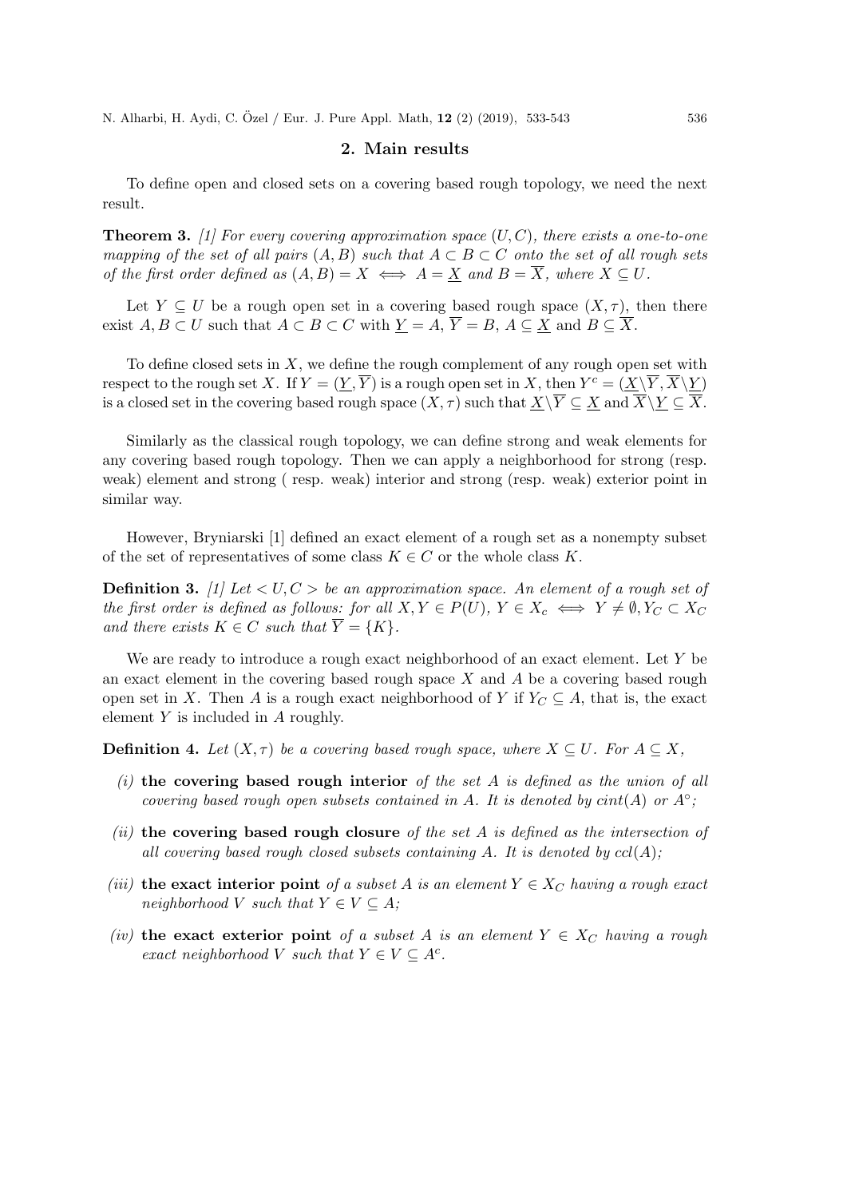## 2. Main results

To define open and closed sets on a covering based rough topology, we need the next result.

**Theorem 3.** *[1] For every covering approximation space $(U, C)$, there exists a one-to-one mapping of the set of all pairs $(A, B)$ such that $A \subset B \subset C$ onto the set of all rough sets of the first order defined as $(A, B) = X \iff A = \underline{X}$ and $B = \overline{X}$, where $X \subseteq U$.*

Let $Y \subseteq U$ be a rough open set in a covering based rough space $(X, \tau)$, then there exist $A, B \subset U$ such that $A \subset B \subset C$ with $\underline{Y} = A$, $\overline{Y} = B$, $A \subseteq \underline{X}$ and $B \subseteq \overline{X}$.

To define closed sets in $X$, we define the rough complement of any rough open set with respect to the rough set $X$. If $Y = (\underline{Y}, \overline{Y})$ is a rough open set in $X$, then $Y^c = (\underline{X} \backslash \overline{Y}, \overline{X} \backslash \underline{Y})$ is a closed set in the covering based rough space $(X, \tau)$ such that $\underline{X} \backslash \overline{Y} \subseteq \underline{X}$ and $\overline{X} \backslash \underline{Y} \subseteq \overline{X}$.

Similarly as the classical rough topology, we can define strong and weak elements for any covering based rough topology. Then we can apply a neighborhood for strong (resp. weak) element and strong ( resp. weak) interior and strong (resp. weak) exterior point in similar way.

However, Bryniarski [1] defined an exact element of a rough set as a nonempty subset of the set of representatives of some class $K \in C$ or the whole class $K$.

**Definition 3.** *[1] Let $< U, C >$ be an approximation space. An element of a rough set of the first order is defined as follows: for all $X, Y \in P(U)$, $Y \in X_c \iff Y \neq \emptyset, Y_C \subset X_C$ and there exists $K \in C$ such that $\overline{Y} = \{K\}$.*

We are ready to introduce a rough exact neighborhood of an exact element. Let $Y$ be an exact element in the covering based rough space $X$ and $A$ be a covering based rough open set in $X$. Then $A$ is a rough exact neighborhood of $Y$ if $Y_C \subseteq A$, that is, the exact element $Y$ is included in $A$ roughly.

**Definition 4.** *Let $(X, \tau)$ be a covering based rough space, where $X \subseteq U$. For $A \subseteq X$,*

*(i)* **the covering based rough interior** *of the set $A$ is defined as the union of all covering based rough open subsets contained in $A$. It is denoted by $cint(A)$ or $A^\circ$;*

*(ii)* **the covering based rough closure** *of the set $A$ is defined as the intersection of all covering based rough closed subsets containing $A$. It is denoted by $ccl(A)$;*

*(iii)* **the exact interior point** *of a subset $A$ is an element $Y \in X_C$ having a rough exact neighborhood $V$ such that $Y \in V \subseteq A$;*

*(iv)* **the exact exterior point** *of a subset $A$ is an element $Y \in X_C$ having a rough exact neighborhood $V$ such that $Y \in V \subseteq A^c$.*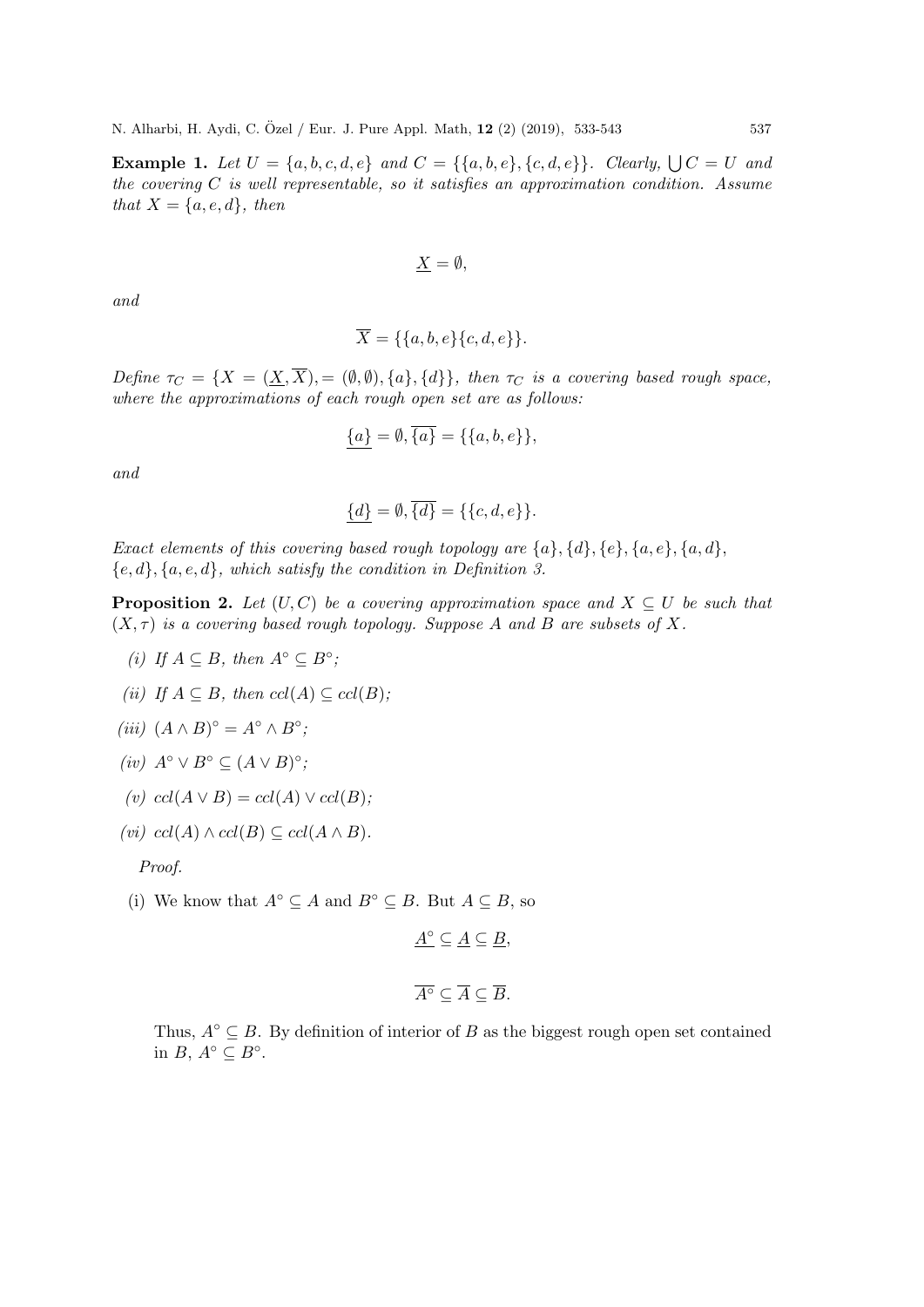**Example 1.** *Let $U = \{a, b, c, d, e\}$ and $C = \{\{a, b, e\}, \{c, d, e\}\}$. Clearly, $\bigcup C = U$ and the covering $C$ is well representable, so it satisfies an approximation condition. Assume that $X = \{a, e, d\}$, then*

$$\underline{X} = \emptyset,$$

*and*

$$\overline{X} = \{\{a, b, e\}\{c, d, e\}\}.$$

*Define $\tau_C = \{X = (\underline{X}, \overline{X}), = (\emptyset, \emptyset), \{a\}, \{d\}\}$, then $\tau_C$ is a covering based rough space, where the approximations of each rough open set are as follows:*

$$\underline{\{a\}} = \emptyset, \overline{\{a\}} = \{\{a, b, e\}\},$$

*and*

$$\underline{\{d\}} = \emptyset, \overline{\{d\}} = \{\{c, d, e\}\}.$$

*Exact elements of this covering based rough topology are $\{a\}, \{d\}, \{e\}, \{a, e\}, \{a, d\}, \{e, d\}, \{a, e, d\}$, which satisfy the condition in Definition 3.*

**Proposition 2.** *Let $(U, C)$ be a covering approximation space and $X \subseteq U$ be such that $(X, \tau)$ is a covering based rough topology. Suppose $A$ and $B$ are subsets of $X$.*

- *(i) If $A \subseteq B$, then $A^\circ \subseteq B^\circ$;*
- *(ii) If $A \subseteq B$, then $ccl(A) \subseteq ccl(B)$;*
- *(iii) $(A \wedge B)^\circ = A^\circ \wedge B^\circ$;*
- *(iv) $A^\circ \vee B^\circ \subseteq (A \vee B)^\circ$;*
- *(v) $ccl(A \vee B) = ccl(A) \vee ccl(B)$;*
- *(vi) $ccl(A) \wedge ccl(B) \subseteq ccl(A \wedge B)$.*

*Proof.*

(i) We know that $A^\circ \subseteq A$ and $B^\circ \subseteq B$. But $A \subseteq B$, so

$$\underline{A^\circ} \subseteq \underline{A} \subseteq \underline{B},$$

$$\overline{A^\circ} \subseteq \overline{A} \subseteq \overline{B}.$$

Thus, $A^\circ \subseteq B$. By definition of interior of $B$ as the biggest rough open set contained in $B$, $A^\circ \subseteq B^\circ$.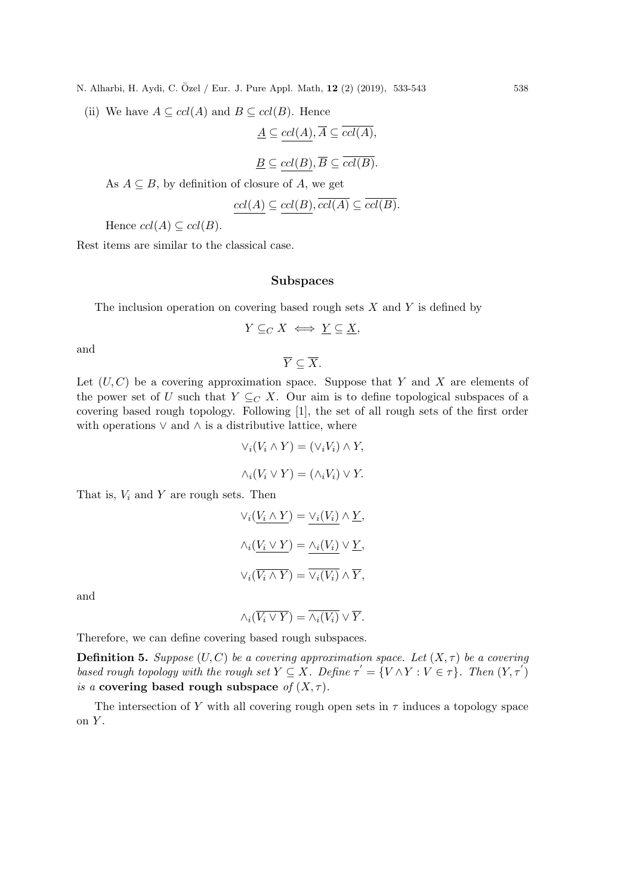(ii) We have $A \subseteq ccl(A)$ and $B \subseteq ccl(B)$. Hence

$$\underline{A} \subseteq \underline{ccl(A)}, \overline{A} \subseteq \overline{ccl(A)},$$

$$\underline{B} \subseteq \underline{ccl(B)}, \overline{B} \subseteq \overline{ccl(B)}.$$

As $A \subseteq B$, by definition of closure of $A$, we get

$$\underline{ccl(A)} \subseteq \underline{ccl(B)}, \overline{ccl(A)} \subseteq \overline{ccl(B)}.$$

Hence $ccl(A) \subseteq ccl(B)$.

Rest items are similar to the classical case.

## Subspaces

The inclusion operation on covering based rough sets $X$ and $Y$ is defined by

$$Y \subseteq_C X \iff \underline{Y} \subseteq \underline{X},$$

and

$$\overline{Y} \subseteq \overline{X}.$$

Let $(U, C)$ be a covering approximation space. Suppose that $Y$ and $X$ are elements of the power set of $U$ such that $Y \subseteq_C X$. Our aim is to define topological subspaces of a covering based rough topology. Following [1], the set of all rough sets of the first order with operations $\vee$ and $\wedge$ is a distributive lattice, where

$$\vee_i (V_i \wedge Y) = (\vee_i V_i) \wedge Y,$$

$$\wedge_i (V_i \vee Y) = (\wedge_i V_i) \vee Y.$$

That is, $V_i$ and $Y$ are rough sets. Then

$$\vee_i (\underline{V_i \wedge Y}) = \underline{\vee_i (V_i)} \wedge \underline{Y},$$

$$\wedge_i (\underline{V_i \vee Y}) = \underline{\wedge_i (V_i)} \vee \underline{Y},$$

$$\vee_i (\overline{V_i \wedge Y}) = \overline{\vee_i (V_i)} \wedge \overline{Y},$$

and

$$\wedge_i (\overline{V_i \vee Y}) = \overline{\wedge_i (V_i)} \vee \overline{Y}.$$

Therefore, we can define covering based rough subspaces.

**Definition 5.** *Suppose $(U, C)$ be a covering approximation space. Let $(X, \tau)$ be a covering based rough topology with the rough set $Y \subseteq X$. Define $\tau' = \{V \wedge Y : V \in \tau\}$. Then $(Y, \tau')$ is a* **covering based rough subspace** *of $(X, \tau)$.*

The intersection of $Y$ with all covering rough open sets in $\tau$ induces a topology space on $Y$.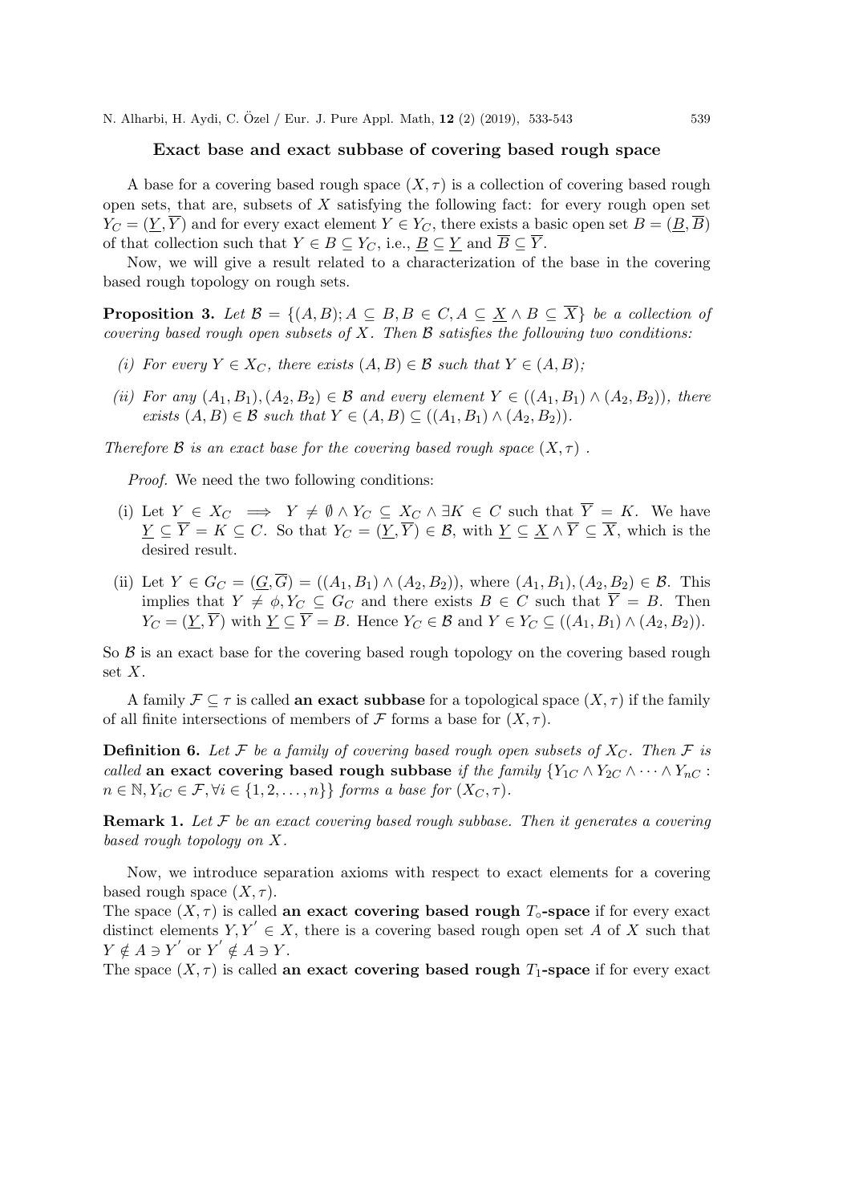**Exact base and exact subbase of covering based rough space**

A base for a covering based rough space $(X, \tau)$ is a collection of covering based rough open sets, that are, subsets of $X$ satisfying the following fact: for every rough open set $Y_C = (\underline{Y}, \overline{Y})$ and for every exact element $Y \in Y_C$, there exists a basic open set $B = (\underline{B}, \overline{B})$ of that collection such that $Y \in B \subseteq Y_C$, i.e., $\underline{B} \subseteq \underline{Y}$ and $\overline{B} \subseteq \overline{Y}$.

Now, we will give a result related to a characterization of the base in the covering based rough topology on rough sets.

**Proposition 3.** *Let $\mathcal{B} = \{(A, B); A \subseteq B, B \in C, A \subseteq \underline{X} \wedge B \subseteq \overline{X}\}$ be a collection of covering based rough open subsets of $X$. Then $\mathcal{B}$ satisfies the following two conditions:*

*(i) For every $Y \in X_C$, there exists $(A, B) \in \mathcal{B}$ such that $Y \in (A, B)$;*

*(ii) For any $(A_1, B_1), (A_2, B_2) \in \mathcal{B}$ and every element $Y \in ((A_1, B_1) \wedge (A_2, B_2))$, there exists $(A, B) \in \mathcal{B}$ such that $Y \in (A, B) \subseteq ((A_1, B_1) \wedge (A_2, B_2))$.*

*Therefore $\mathcal{B}$ is an exact base for the covering based rough space $(X, \tau)$ .*

*Proof.* We need the two following conditions:

(i) Let $Y \in X_C \implies Y \neq \emptyset \wedge Y_C \subseteq X_C \wedge \exists K \in C$ such that $\overline{Y} = K$. We have $\underline{Y} \subseteq \overline{Y} = K \subseteq C$. So that $Y_C = (\underline{Y}, \overline{Y}) \in \mathcal{B}$, with $\underline{Y} \subseteq \underline{X} \wedge \overline{Y} \subseteq \overline{X}$, which is the desired result.

(ii) Let $Y \in G_C = (\underline{G}, \overline{G}) = ((A_1, B_1) \wedge (A_2, B_2))$, where $(A_1, B_1), (A_2, B_2) \in \mathcal{B}$. This implies that $Y \neq \phi, Y_C \subseteq G_C$ and there exists $B \in C$ such that $\overline{Y} = B$. Then $Y_C = (\underline{Y}, \overline{Y})$ with $\underline{Y} \subseteq \overline{Y} = B$. Hence $Y_C \in \mathcal{B}$ and $Y \in Y_C \subseteq ((A_1, B_1) \wedge (A_2, B_2))$.

So $\mathcal{B}$ is an exact base for the covering based rough topology on the covering based rough set $X$.

A family $\mathcal{F} \subseteq \tau$ is called **an exact subbase** for a topological space $(X, \tau)$ if the family of all finite intersections of members of $\mathcal{F}$ forms a base for $(X, \tau)$.

**Definition 6.** *Let $\mathcal{F}$ be a family of covering based rough open subsets of $X_C$. Then $\mathcal{F}$ is called* **an exact covering based rough subbase** *if the family $\{Y_{1C} \wedge Y_{2C} \wedge \cdots \wedge Y_{nC} : n \in \mathbb{N}, Y_{iC} \in \mathcal{F}, \forall i \in \{1, 2, \ldots, n\}\}$ forms a base for $(X_C, \tau)$.*

**Remark 1.** *Let $\mathcal{F}$ be an exact covering based rough subbase. Then it generates a covering based rough topology on $X$.*

Now, we introduce separation axioms with respect to exact elements for a covering based rough space $(X, \tau)$.

The space $(X, \tau)$ is called **an exact covering based rough $T_\circ$-space** if for every exact distinct elements $Y, Y' \in X$, there is a covering based rough open set $A$ of $X$ such that $Y \notin A \ni Y'$ or $Y' \notin A \ni Y$.

The space $(X, \tau)$ is called **an exact covering based rough $T_1$-space** if for every exact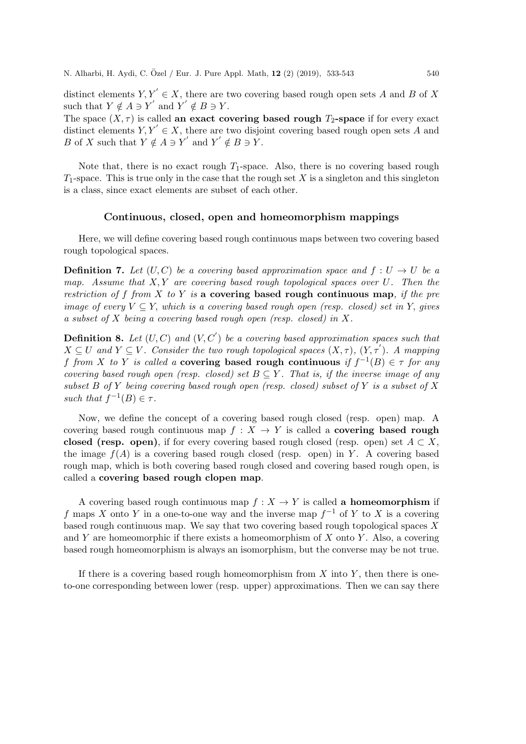distinct elements $Y, Y^{'} \in X$, there are two covering based rough open sets $A$ and $B$ of $X$ such that $Y \notin A \ni Y^{'}$ and $Y^{'} \notin B \ni Y$.

The space $(X, \tau)$ is called **an exact covering based rough $T_2$-space** if for every exact distinct elements $Y, Y^{'} \in X$, there are two disjoint covering based rough open sets $A$ and $B$ of $X$ such that $Y \notin A \ni Y^{'}$ and $Y^{'} \notin B \ni Y$.

Note that, there is no exact rough $T_1$-space. Also, there is no covering based rough $T_1$-space. This is true only in the case that the rough set $X$ is a singleton and this singleton is a class, since exact elements are subset of each other.

### Continuous, closed, open and homeomorphism mappings

Here, we will define covering based rough continuous maps between two covering based rough topological spaces.

**Definition 7.** *Let $(U, C)$ be a covering based approximation space and $f : U \to U$ be a map. Assume that $X, Y$ are covering based rough topological spaces over $U$. Then the restriction of $f$ from $X$ to $Y$ is* **a covering based rough continuous map***, if the pre image of every $V \subseteq Y$, which is a covering based rough open (resp. closed) set in $Y$, gives a subset of $X$ being a covering based rough open (resp. closed) in $X$.*

**Definition 8.** *Let $(U, C)$ and $(V, C^{'})$ be a covering based approximation spaces such that $X \subseteq U$ and $Y \subseteq V$. Consider the two rough topological spaces $(X, \tau)$, $(Y, \tau^{'})$. A mapping $f$ from $X$ to $Y$ is called a* **covering based rough continuous** *if $f^{-1}(B) \in \tau$ for any covering based rough open (resp. closed) set $B \subseteq Y$. That is, if the inverse image of any subset $B$ of $Y$ being covering based rough open (resp. closed) subset of $Y$ is a subset of $X$ such that $f^{-1}(B) \in \tau$.*

Now, we define the concept of a covering based rough closed (resp. open) map. A covering based rough continuous map $f : X \to Y$ is called a **covering based rough closed (resp. open)**, if for every covering based rough closed (resp. open) set $A \subset X$, the image $f(A)$ is a covering based rough closed (resp. open) in $Y$. A covering based rough map, which is both covering based rough closed and covering based rough open, is called a **covering based rough clopen map**.

A covering based rough continuous map $f : X \to Y$ is called **a homeomorphism** if $f$ maps $X$ onto $Y$ in a one-to-one way and the inverse map $f^{-1}$ of $Y$ to $X$ is a covering based rough continuous map. We say that two covering based rough topological spaces $X$ and $Y$ are homeomorphic if there exists a homeomorphism of $X$ onto $Y$. Also, a covering based rough homeomorphism is always an isomorphism, but the converse may be not true.

If there is a covering based rough homeomorphism from $X$ into $Y$, then there is one-to-one corresponding between lower (resp. upper) approximations. Then we can say there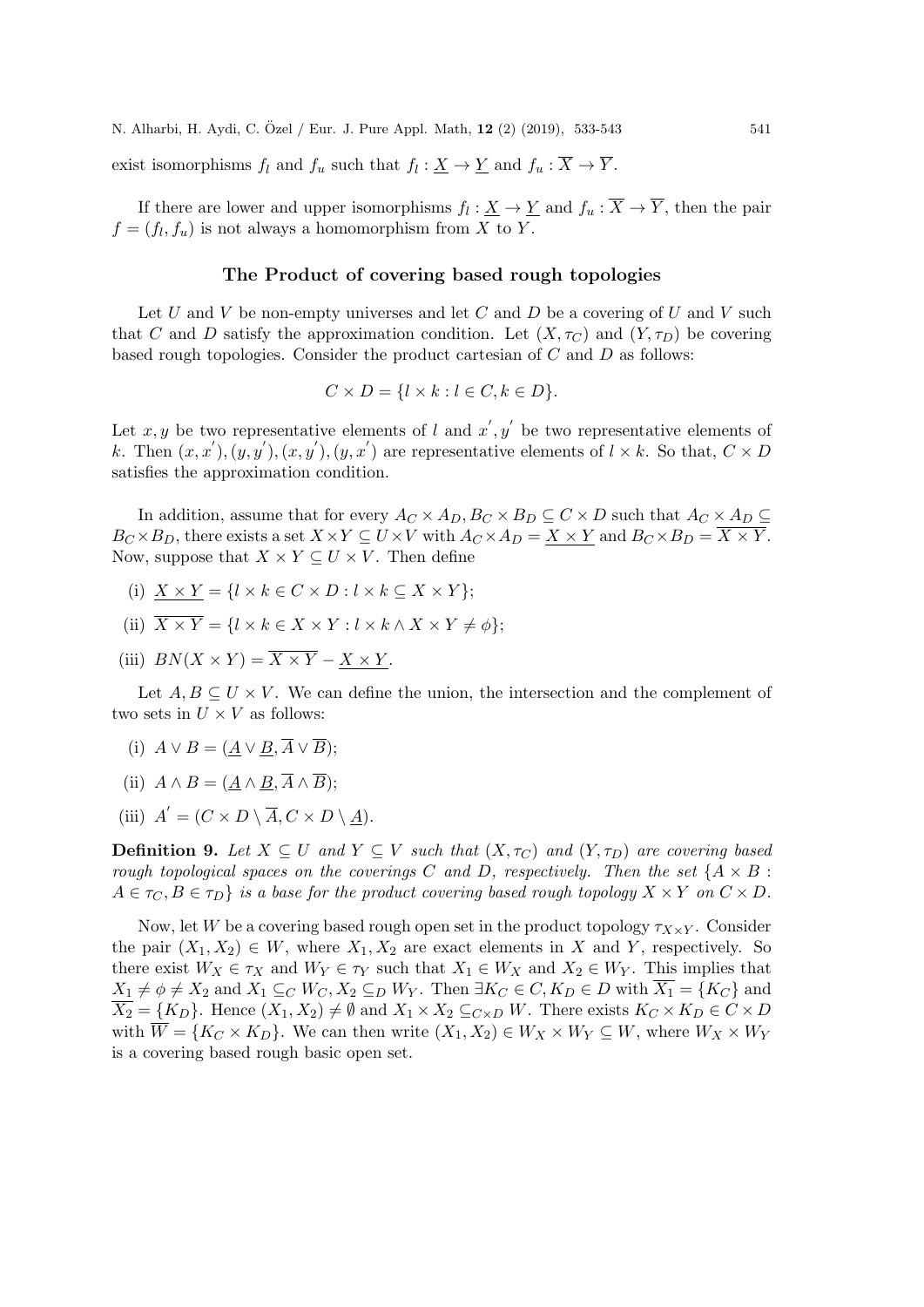exist isomorphisms $f_l$ and $f_u$ such that $f_l : \underline{X} \to \underline{Y}$ and $f_u : \overline{X} \to \overline{Y}$.

If there are lower and upper isomorphisms $f_l : \underline{X} \to \underline{Y}$ and $f_u : \overline{X} \to \overline{Y}$, then the pair $f = (f_l, f_u)$ is not always a homomorphism from $X$ to $Y$.

## The Product of covering based rough topologies

Let $U$ and $V$ be non-empty universes and let $C$ and $D$ be a covering of $U$ and $V$ such that $C$ and $D$ satisfy the approximation condition. Let $(X, \tau_C)$ and $(Y, \tau_D)$ be covering based rough topologies. Consider the product cartesian of $C$ and $D$ as follows:

$$C \times D = \{l \times k : l \in C, k \in D\}.$$

Let $x, y$ be two representative elements of $l$ and $x^{'}, y^{'}$ be two representative elements of $k$. Then $(x, x^{'}), (y, y^{'}), (x, y^{'}), (y, x^{'})$ are representative elements of $l \times k$. So that, $C \times D$ satisfies the approximation condition.

In addition, assume that for every $A_C \times A_D, B_C \times B_D \subseteq C \times D$ such that $A_C \times A_D \subseteq B_C \times B_D$, there exists a set $X \times Y \subseteq U \times V$ with $A_C \times A_D = \underline{X \times Y}$ and $B_C \times B_D = \overline{X \times Y}$. Now, suppose that $X \times Y \subseteq U \times V$. Then define

(i) $\underline{X \times Y} = \{l \times k \in C \times D : l \times k \subseteq X \times Y\}$;

(ii) $\overline{X \times Y} = \{l \times k \in X \times Y : l \times k \wedge X \times Y \neq \phi\}$;

(iii) $BN(X \times Y) = \overline{X \times Y} - \underline{X \times Y}$.

Let $A, B \subseteq U \times V$. We can define the union, the intersection and the complement of two sets in $U \times V$ as follows:

(i) $A \vee B = (\underline{A} \vee \underline{B}, \overline{A} \vee \overline{B})$;

(ii) $A \wedge B = (\underline{A} \wedge \underline{B}, \overline{A} \wedge \overline{B})$;

(iii) $A^{'} = (C \times D \setminus \overline{A}, C \times D \setminus \underline{A})$.

**Definition 9.** *Let $X \subseteq U$ and $Y \subseteq V$ such that $(X, \tau_C)$ and $(Y, \tau_D)$ are covering based rough topological spaces on the coverings $C$ and $D$, respectively. Then the set $\{A \times B : A \in \tau_C, B \in \tau_D\}$ is a base for the product covering based rough topology $X \times Y$ on $C \times D$.*

Now, let $W$ be a covering based rough open set in the product topology $\tau_{X \times Y}$. Consider the pair $(X_1, X_2) \in W$, where $X_1, X_2$ are exact elements in $X$ and $Y$, respectively. So there exist $W_X \in \tau_X$ and $W_Y \in \tau_Y$ such that $X_1 \in W_X$ and $X_2 \in W_Y$. This implies that $X_1 \neq \phi \neq X_2$ and $X_1 \subseteq_C W_C, X_2 \subseteq_D W_Y$. Then $\exists K_C \in C, K_D \in D$ with $\overline{X_1} = \{K_C\}$ and $\overline{X_2} = \{K_D\}$. Hence $(X_1, X_2) \neq \emptyset$ and $X_1 \times X_2 \subseteq_{C \times D} W$. There exists $K_C \times K_D \in C \times D$ with $\overline{W} = \{K_C \times K_D\}$. We can then write $(X_1, X_2) \in W_X \times W_Y \subseteq W$, where $W_X \times W_Y$ is a covering based rough basic open set.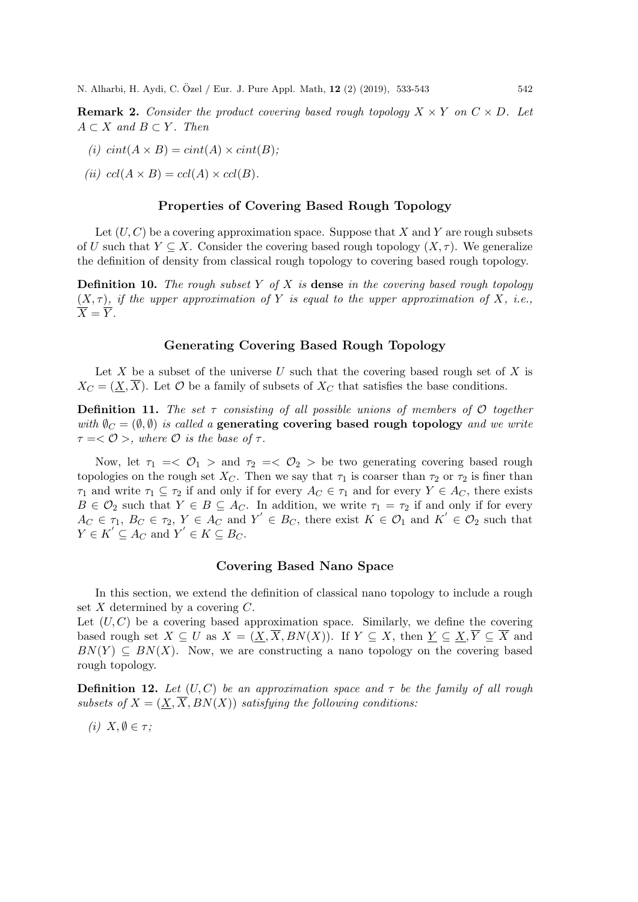**Remark 2.** *Consider the product covering based rough topology $X \times Y$ on $C \times D$. Let $A \subset X$ and $B \subset Y$. Then*

*(i) $cint(A \times B) = cint(A) \times cint(B)$;*

*(ii) $ccl(A \times B) = ccl(A) \times ccl(B)$.*

## Properties of Covering Based Rough Topology

Let $(U, C)$ be a covering approximation space. Suppose that $X$ and $Y$ are rough subsets of $U$ such that $Y \subseteq X$. Consider the covering based rough topology $(X, \tau)$. We generalize the definition of density from classical rough topology to covering based rough topology.

**Definition 10.** *The rough subset $Y$ of $X$ is* **dense** *in the covering based rough topology $(X, \tau)$, if the upper approximation of $Y$ is equal to the upper approximation of $X$, i.e., $\overline{X} = \overline{Y}$.*

## Generating Covering Based Rough Topology

Let $X$ be a subset of the universe $U$ such that the covering based rough set of $X$ is $X_C = (\underline{X}, \overline{X})$. Let $\mathcal{O}$ be a family of subsets of $X_C$ that satisfies the base conditions.

**Definition 11.** *The set $\tau$ consisting of all possible unions of members of $\mathcal{O}$ together with $\emptyset_C = (\emptyset, \emptyset)$ is called a* **generating covering based rough topology** *and we write $\tau = < \mathcal{O} >$, where $\mathcal{O}$ is the base of $\tau$.*

Now, let $\tau_1 = < \mathcal{O}_1 >$ and $\tau_2 = < \mathcal{O}_2 >$ be two generating covering based rough topologies on the rough set $X_C$. Then we say that $\tau_1$ is coarser than $\tau_2$ or $\tau_2$ is finer than $\tau_1$ and write $\tau_1 \subseteq \tau_2$ if and only if for every $A_C \in \tau_1$ and for every $Y \in A_C$, there exists $B \in \mathcal{O}_2$ such that $Y \in B \subseteq A_C$. In addition, we write $\tau_1 = \tau_2$ if and only if for every $A_C \in \tau_1$, $B_C \in \tau_2$, $Y \in A_C$ and $Y' \in B_C$, there exist $K \in \mathcal{O}_1$ and $K' \in \mathcal{O}_2$ such that $Y \in K' \subseteq A_C$ and $Y' \in K \subseteq B_C$.

## Covering Based Nano Space

In this section, we extend the definition of classical nano topology to include a rough set $X$ determined by a covering $C$.

Let $(U, C)$ be a covering based approximation space. Similarly, we define the covering based rough set $X \subseteq U$ as $X = (\underline{X}, \overline{X}, BN(X))$. If $Y \subseteq X$, then $\underline{Y} \subseteq \underline{X}, \overline{Y} \subseteq \overline{X}$ and $BN(Y) \subseteq BN(X)$. Now, we are constructing a nano topology on the covering based rough topology.

**Definition 12.** *Let $(U, C)$ be an approximation space and $\tau$ be the family of all rough subsets of $X = (\underline{X}, \overline{X}, BN(X))$ satisfying the following conditions:*

*(i) $X, \emptyset \in \tau$;*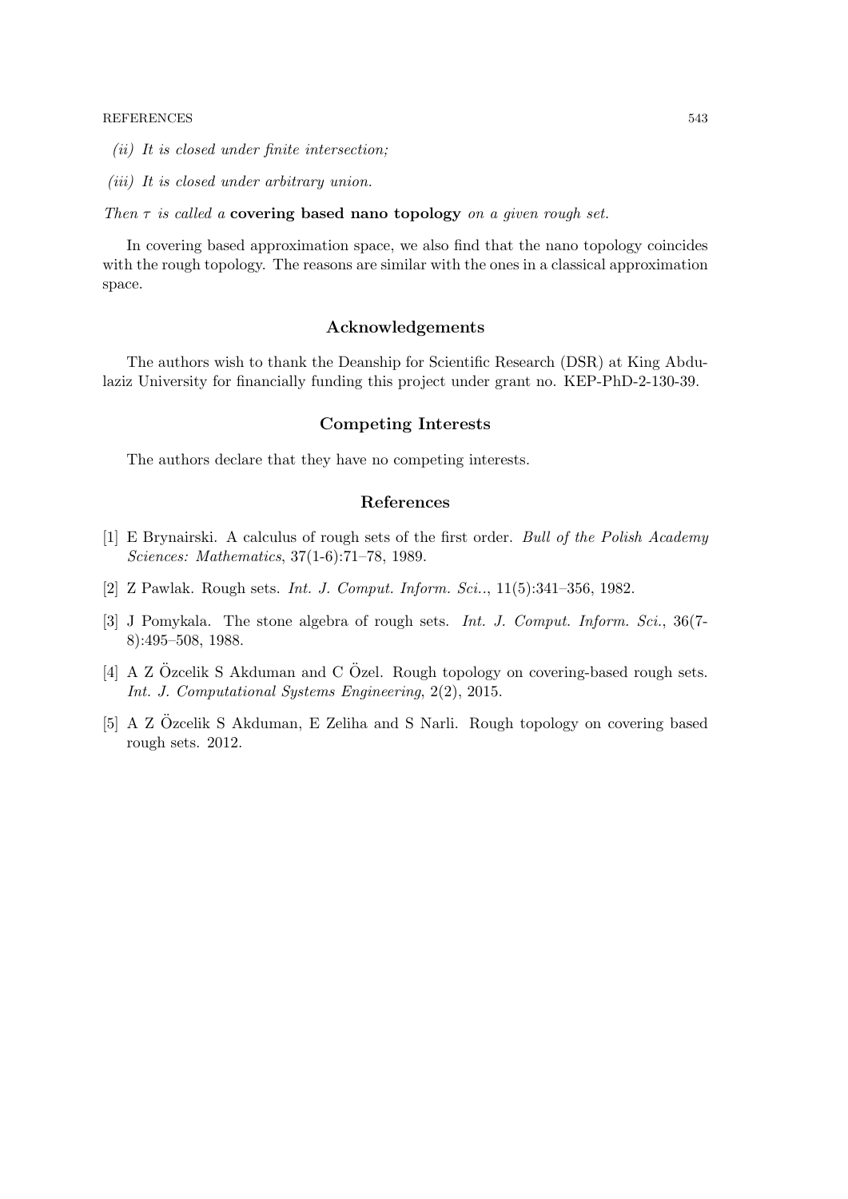*(ii) It is closed under finite intersection;*

*(iii) It is closed under arbitrary union.*

*Then $\tau$ is called a* **covering based nano topology** *on a given rough set.*

In covering based approximation space, we also find that the nano topology coincides with the rough topology. The reasons are similar with the ones in a classical approximation space.

## Acknowledgements

The authors wish to thank the Deanship for Scientific Research (DSR) at King Abdulaziz University for financially funding this project under grant no. KEP-PhD-2-130-39.

## Competing Interests

The authors declare that they have no competing interests.

## References

[1] E Brynairski. A calculus of rough sets of the first order. *Bull of the Polish Academy Sciences: Mathematics*, 37(1-6):71–78, 1989.

[2] Z Pawlak. Rough sets. *Int. J. Comput. Inform. Sci..*, 11(5):341–356, 1982.

[3] J Pomykala. The stone algebra of rough sets. *Int. J. Comput. Inform. Sci.*, 36(7-8):495–508, 1988.

[4] A Z Özcelik S Akduman and C Özel. Rough topology on covering-based rough sets. *Int. J. Computational Systems Engineering*, 2(2), 2015.

[5] A Z Özcelik S Akduman, E Zeliha and S Narli. Rough topology on covering based rough sets. 2012.